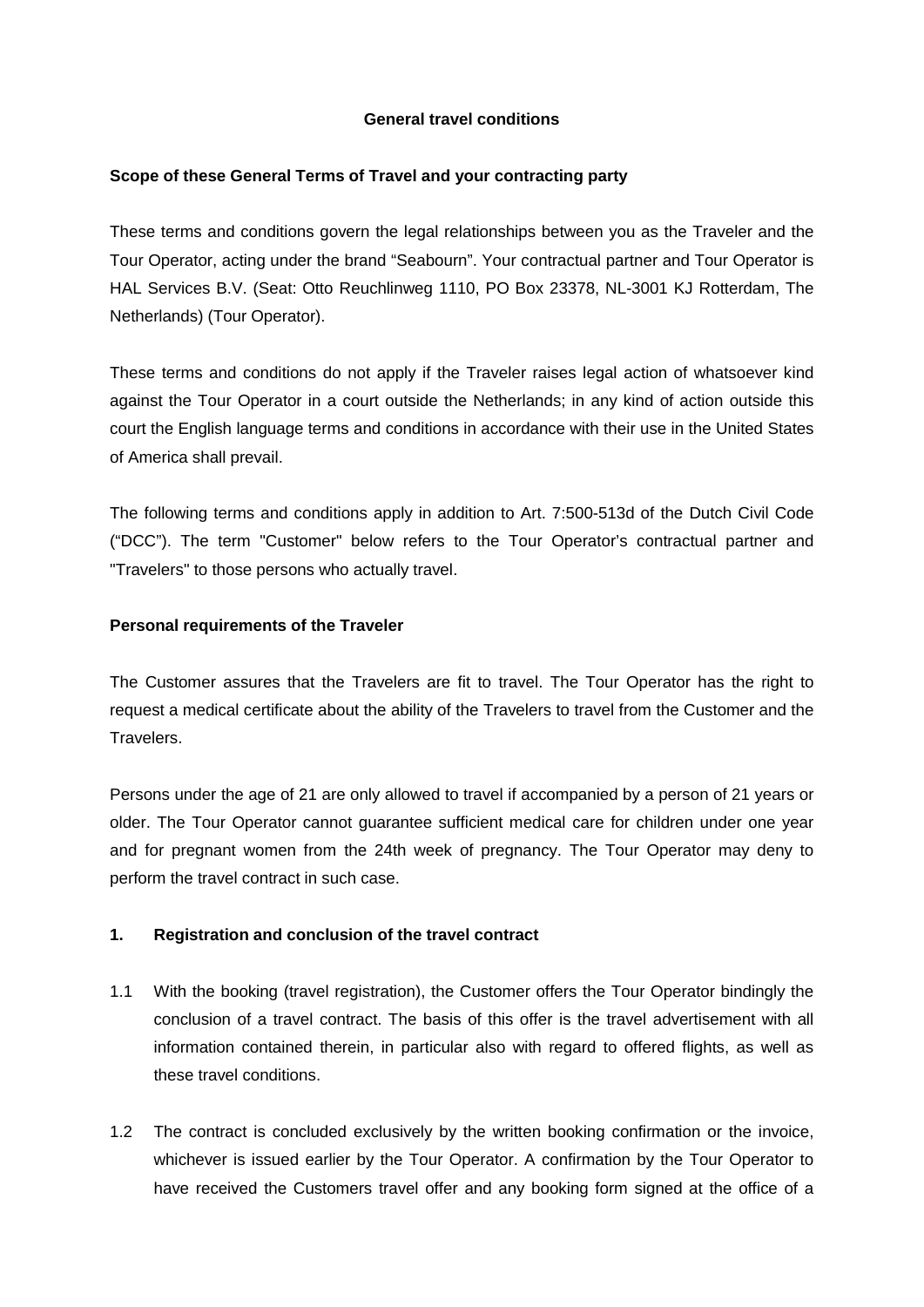# General travel conditions

## Scope of these General Terms of Travel and your contracting party

These terms and conditions govern the legal relationships between you as the Traveler and the Tour Operator, acting under the brand "Seabourn". Your contractual partner and Tour Operator is HAL Services B.V. (Seat: Otto Reuchlinweg 1110, PO Box 23378, NL-3001 KJ Rotterdam, The Netherlands) (Tour Operator).

These terms and conditions do not apply if the Traveler raises legal action of whatsoever kind against the Tour Operator in a court outside the Netherlands; in any kind of action outside this court the English language terms and conditions in accordance with their use in the United States of America shall prevail.

The following terms and conditions apply in addition to Art. 7:500-513d of the Dutch Civil Code ("DCC"). The term "Customer" below refers to the Tour Operator's contractual partner and "Travelers" to those persons who actually travel.

## Personal requirements of the Traveler

The Customer assures that the Travelers are fit to travel. The Tour Operator has the right to request a medical certificate about the ability of the Travelers to travel from the Customer and the Travelers.

Persons under the age of 21 are only allowed to travel if accompanied by a person of 21 years or older. The Tour Operator cannot guarantee sufficient medical care for children under one year and for pregnant women from the 24th week of pregnancy. The Tour Operator may deny to perform the travel contract in such case.

## 1. Registration and conclusion of the travel contract

1.1 With the booking (travel registration), the Customer offers the Tour Operator bindingly the conclusion of a travel contract. The basis of this offer is the travel advertisement with all information contained therein, in particular also with regard to offered flights, as well as these travel conditions.

1.2 The contract is concluded exclusively by the written booking confirmation or the invoice, whichever is issued earlier by the Tour Operator. A confirmation by the Tour Operator to have received the Customers travel offer and any booking form signed at the office of a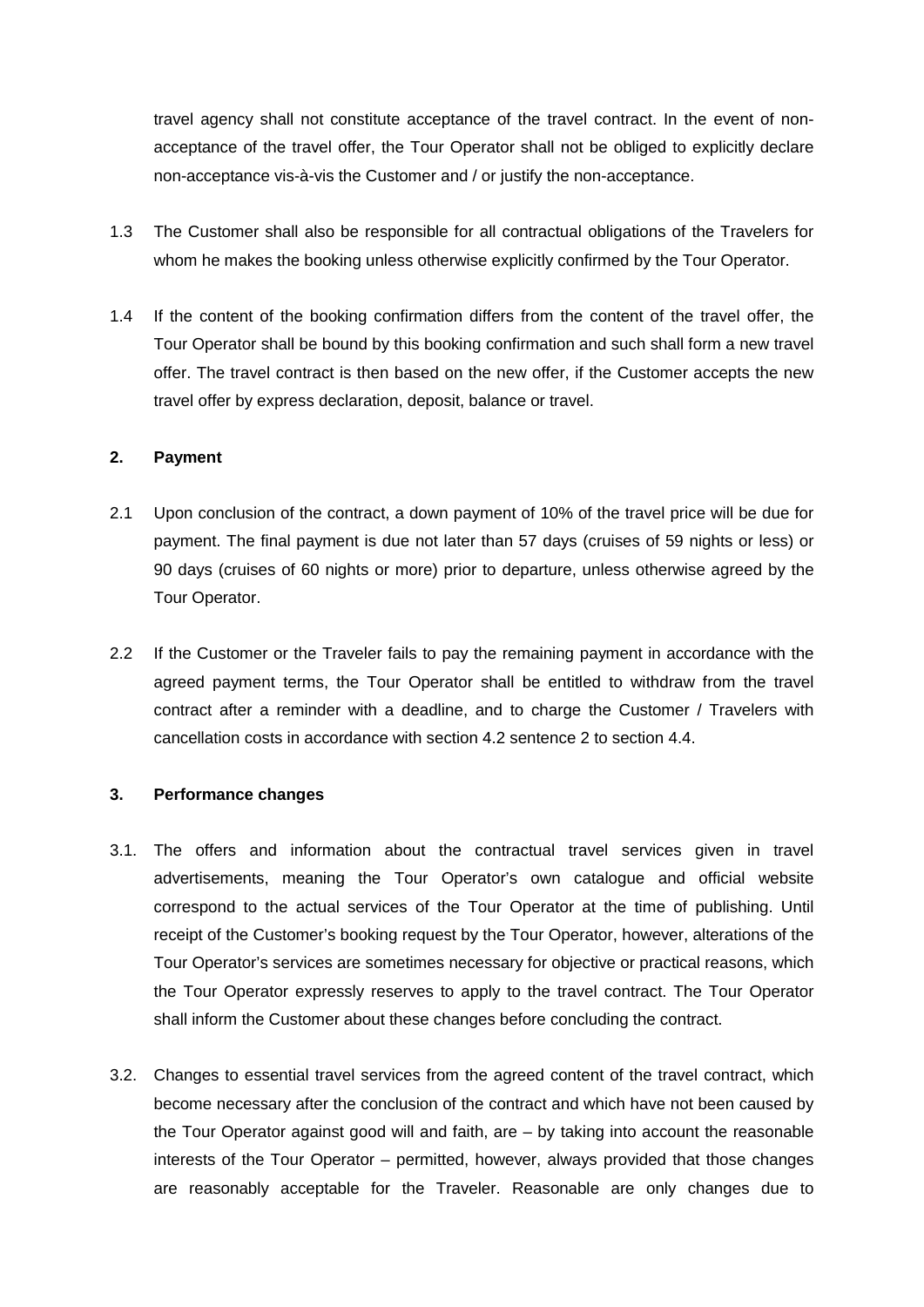travel agency shall not constitute acceptance of the travel contract. In the event of non-acceptance of the travel offer, the Tour Operator shall not be obliged to explicitly declare non-acceptance vis-à-vis the Customer and / or justify the non-acceptance.

1.3 The Customer shall also be responsible for all contractual obligations of the Travelers for whom he makes the booking unless otherwise explicitly confirmed by the Tour Operator.

1.4 If the content of the booking confirmation differs from the content of the travel offer, the Tour Operator shall be bound by this booking confirmation and such shall form a new travel offer. The travel contract is then based on the new offer, if the Customer accepts the new travel offer by express declaration, deposit, balance or travel.

## 2. Payment

2.1 Upon conclusion of the contract, a down payment of 10% of the travel price will be due for payment. The final payment is due not later than 57 days (cruises of 59 nights or less) or 90 days (cruises of 60 nights or more) prior to departure, unless otherwise agreed by the Tour Operator.

2.2 If the Customer or the Traveler fails to pay the remaining payment in accordance with the agreed payment terms, the Tour Operator shall be entitled to withdraw from the travel contract after a reminder with a deadline, and to charge the Customer / Travelers with cancellation costs in accordance with section 4.2 sentence 2 to section 4.4.

## 3. Performance changes

3.1. The offers and information about the contractual travel services given in travel advertisements, meaning the Tour Operator's own catalogue and official website correspond to the actual services of the Tour Operator at the time of publishing. Until receipt of the Customer's booking request by the Tour Operator, however, alterations of the Tour Operator's services are sometimes necessary for objective or practical reasons, which the Tour Operator expressly reserves to apply to the travel contract. The Tour Operator shall inform the Customer about these changes before concluding the contract.

3.2. Changes to essential travel services from the agreed content of the travel contract, which become necessary after the conclusion of the contract and which have not been caused by the Tour Operator against good will and faith, are – by taking into account the reasonable interests of the Tour Operator – permitted, however, always provided that those changes are reasonably acceptable for the Traveler. Reasonable are only changes due to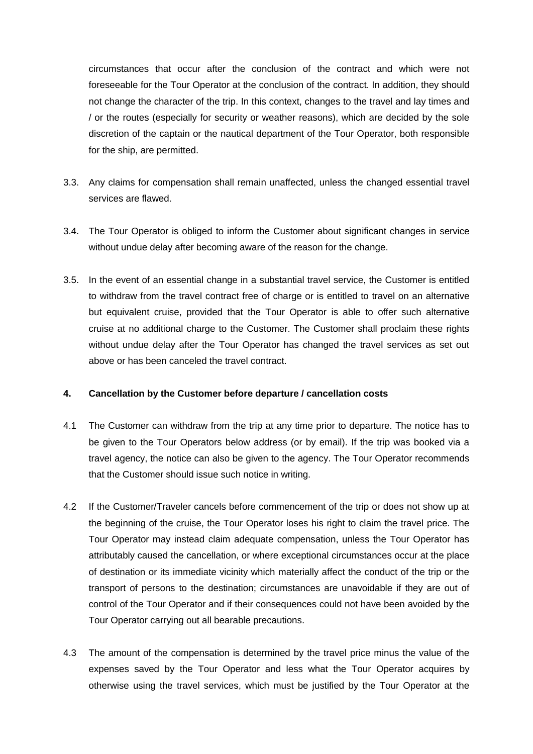circumstances that occur after the conclusion of the contract and which were not foreseeable for the Tour Operator at the conclusion of the contract. In addition, they should not change the character of the trip. In this context, changes to the travel and lay times and / or the routes (especially for security or weather reasons), which are decided by the sole discretion of the captain or the nautical department of the Tour Operator, both responsible for the ship, are permitted.

3.3. Any claims for compensation shall remain unaffected, unless the changed essential travel services are flawed.

3.4. The Tour Operator is obliged to inform the Customer about significant changes in service without undue delay after becoming aware of the reason for the change.

3.5. In the event of an essential change in a substantial travel service, the Customer is entitled to withdraw from the travel contract free of charge or is entitled to travel on an alternative but equivalent cruise, provided that the Tour Operator is able to offer such alternative cruise at no additional charge to the Customer. The Customer shall proclaim these rights without undue delay after the Tour Operator has changed the travel services as set out above or has been canceled the travel contract.

**4. Cancellation by the Customer before departure / cancellation costs**

4.1 The Customer can withdraw from the trip at any time prior to departure. The notice has to be given to the Tour Operators below address (or by email). If the trip was booked via a travel agency, the notice can also be given to the agency. The Tour Operator recommends that the Customer should issue such notice in writing.

4.2 If the Customer/Traveler cancels before commencement of the trip or does not show up at the beginning of the cruise, the Tour Operator loses his right to claim the travel price. The Tour Operator may instead claim adequate compensation, unless the Tour Operator has attributably caused the cancellation, or where exceptional circumstances occur at the place of destination or its immediate vicinity which materially affect the conduct of the trip or the transport of persons to the destination; circumstances are unavoidable if they are out of control of the Tour Operator and if their consequences could not have been avoided by the Tour Operator carrying out all bearable precautions.

4.3 The amount of the compensation is determined by the travel price minus the value of the expenses saved by the Tour Operator and less what the Tour Operator acquires by otherwise using the travel services, which must be justified by the Tour Operator at the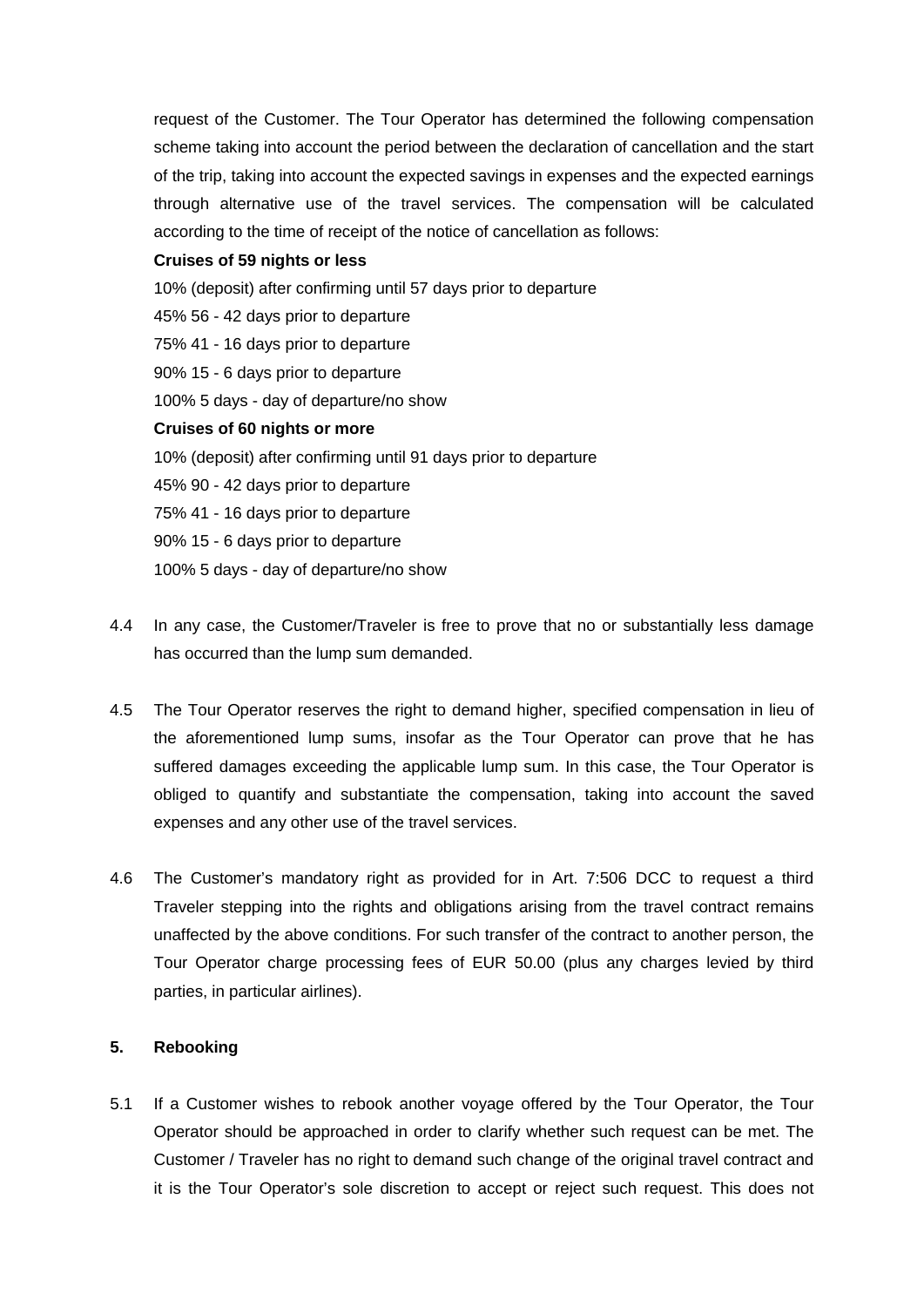request of the Customer. The Tour Operator has determined the following compensation scheme taking into account the period between the declaration of cancellation and the start of the trip, taking into account the expected savings in expenses and the expected earnings through alternative use of the travel services. The compensation will be calculated according to the time of receipt of the notice of cancellation as follows:

**Cruises of 59 nights or less**

10% (deposit) after confirming until 57 days prior to departure
45% 56 - 42 days prior to departure
75% 41 - 16 days prior to departure
90% 15 - 6 days prior to departure
100% 5 days - day of departure/no show

**Cruises of 60 nights or more**

10% (deposit) after confirming until 91 days prior to departure
45% 90 - 42 days prior to departure
75% 41 - 16 days prior to departure
90% 15 - 6 days prior to departure
100% 5 days - day of departure/no show

4.4 In any case, the Customer/Traveler is free to prove that no or substantially less damage has occurred than the lump sum demanded.

4.5 The Tour Operator reserves the right to demand higher, specified compensation in lieu of the aforementioned lump sums, insofar as the Tour Operator can prove that he has suffered damages exceeding the applicable lump sum. In this case, the Tour Operator is obliged to quantify and substantiate the compensation, taking into account the saved expenses and any other use of the travel services.

4.6 The Customer's mandatory right as provided for in Art. 7:506 DCC to request a third Traveler stepping into the rights and obligations arising from the travel contract remains unaffected by the above conditions. For such transfer of the contract to another person, the Tour Operator charge processing fees of EUR 50.00 (plus any charges levied by third parties, in particular airlines).

## 5. Rebooking

5.1 If a Customer wishes to rebook another voyage offered by the Tour Operator, the Tour Operator should be approached in order to clarify whether such request can be met. The Customer / Traveler has no right to demand such change of the original travel contract and it is the Tour Operator's sole discretion to accept or reject such request. This does not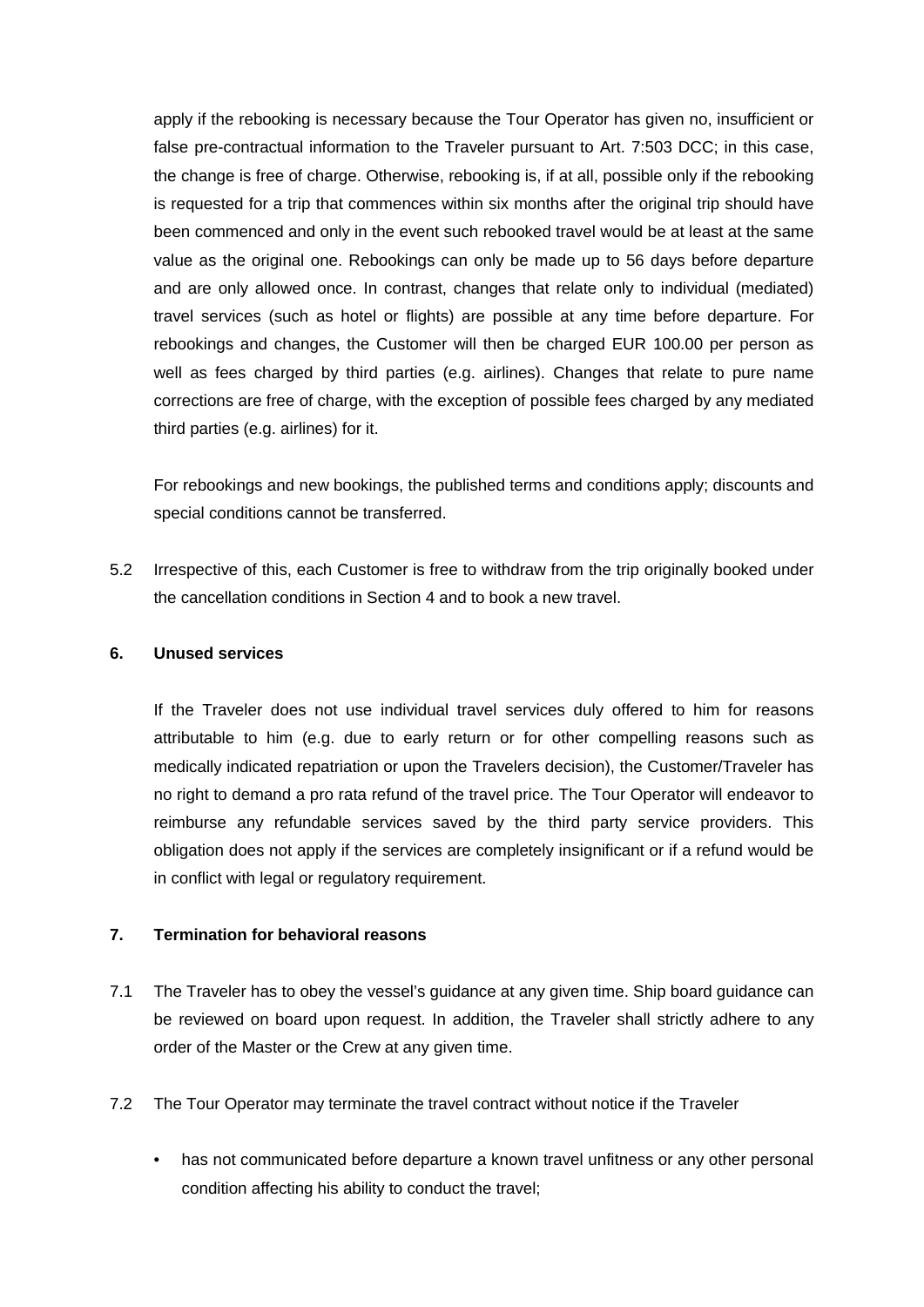apply if the rebooking is necessary because the Tour Operator has given no, insufficient or false pre-contractual information to the Traveler pursuant to Art. 7:503 DCC; in this case, the change is free of charge. Otherwise, rebooking is, if at all, possible only if the rebooking is requested for a trip that commences within six months after the original trip should have been commenced and only in the event such rebooked travel would be at least at the same value as the original one. Rebookings can only be made up to 56 days before departure and are only allowed once. In contrast, changes that relate only to individual (mediated) travel services (such as hotel or flights) are possible at any time before departure. For rebookings and changes, the Customer will then be charged EUR 100.00 per person as well as fees charged by third parties (e.g. airlines). Changes that relate to pure name corrections are free of charge, with the exception of possible fees charged by any mediated third parties (e.g. airlines) for it.

For rebookings and new bookings, the published terms and conditions apply; discounts and special conditions cannot be transferred.

5.2 Irrespective of this, each Customer is free to withdraw from the trip originally booked under the cancellation conditions in Section 4 and to book a new travel.

## 6. Unused services

If the Traveler does not use individual travel services duly offered to him for reasons attributable to him (e.g. due to early return or for other compelling reasons such as medically indicated repatriation or upon the Travelers decision), the Customer/Traveler has no right to demand a pro rata refund of the travel price. The Tour Operator will endeavor to reimburse any refundable services saved by the third party service providers. This obligation does not apply if the services are completely insignificant or if a refund would be in conflict with legal or regulatory requirement.

## 7. Termination for behavioral reasons

7.1 The Traveler has to obey the vessel's guidance at any given time. Ship board guidance can be reviewed on board upon request. In addition, the Traveler shall strictly adhere to any order of the Master or the Crew at any given time.

7.2 The Tour Operator may terminate the travel contract without notice if the Traveler

- has not communicated before departure a known travel unfitness or any other personal condition affecting his ability to conduct the travel;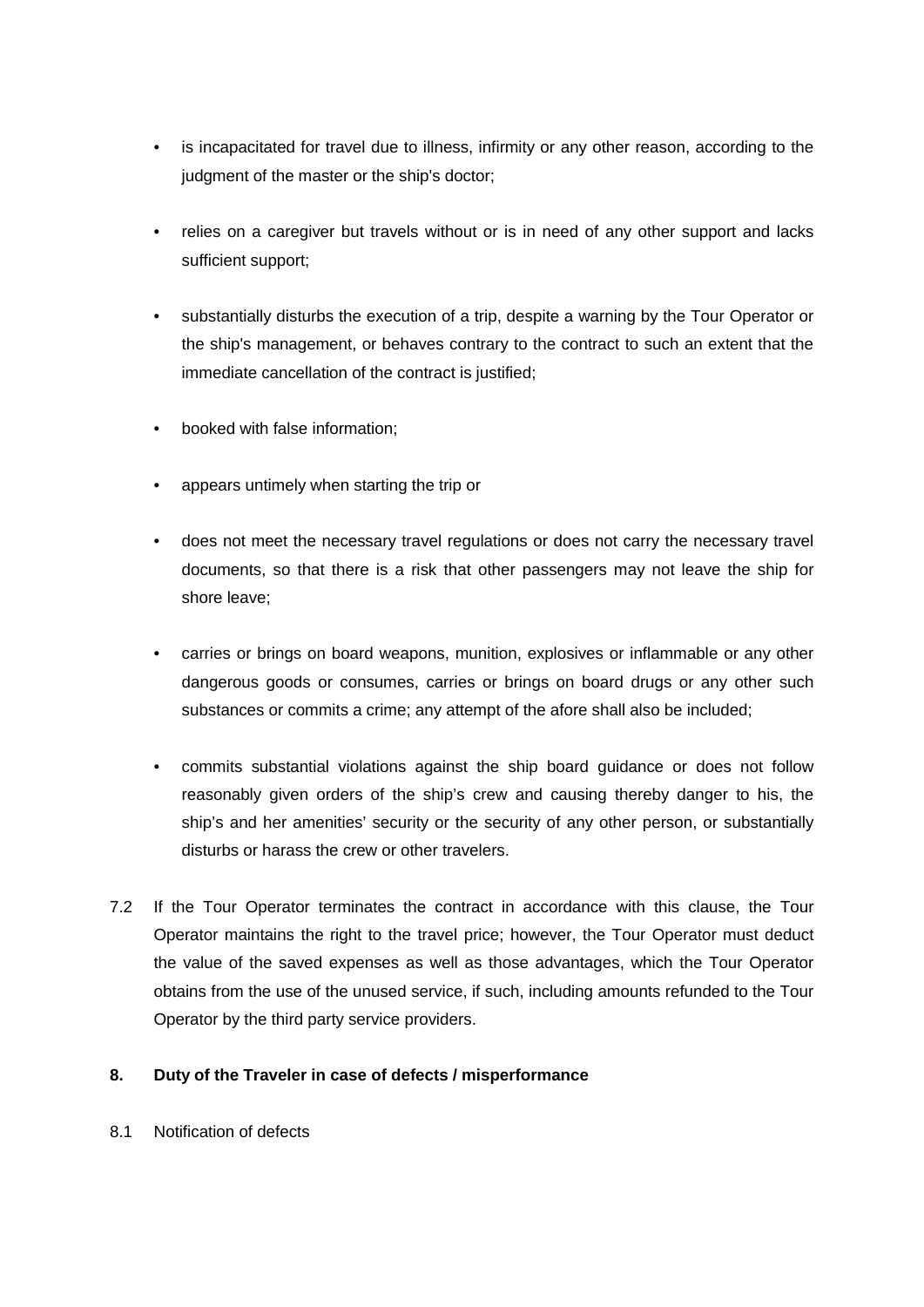- is incapacitated for travel due to illness, infirmity or any other reason, according to the judgment of the master or the ship's doctor;
- relies on a caregiver but travels without or is in need of any other support and lacks sufficient support;
- substantially disturbs the execution of a trip, despite a warning by the Tour Operator or the ship's management, or behaves contrary to the contract to such an extent that the immediate cancellation of the contract is justified;
- booked with false information;
- appears untimely when starting the trip or
- does not meet the necessary travel regulations or does not carry the necessary travel documents, so that there is a risk that other passengers may not leave the ship for shore leave;
- carries or brings on board weapons, munition, explosives or inflammable or any other dangerous goods or consumes, carries or brings on board drugs or any other such substances or commits a crime; any attempt of the afore shall also be included;
- commits substantial violations against the ship board guidance or does not follow reasonably given orders of the ship's crew and causing thereby danger to his, the ship's and her amenities' security or the security of any other person, or substantially disturbs or harass the crew or other travelers.

7.2 If the Tour Operator terminates the contract in accordance with this clause, the Tour Operator maintains the right to the travel price; however, the Tour Operator must deduct the value of the saved expenses as well as those advantages, which the Tour Operator obtains from the use of the unused service, if such, including amounts refunded to the Tour Operator by the third party service providers.

## 8. Duty of the Traveler in case of defects / misperformance

8.1 Notification of defects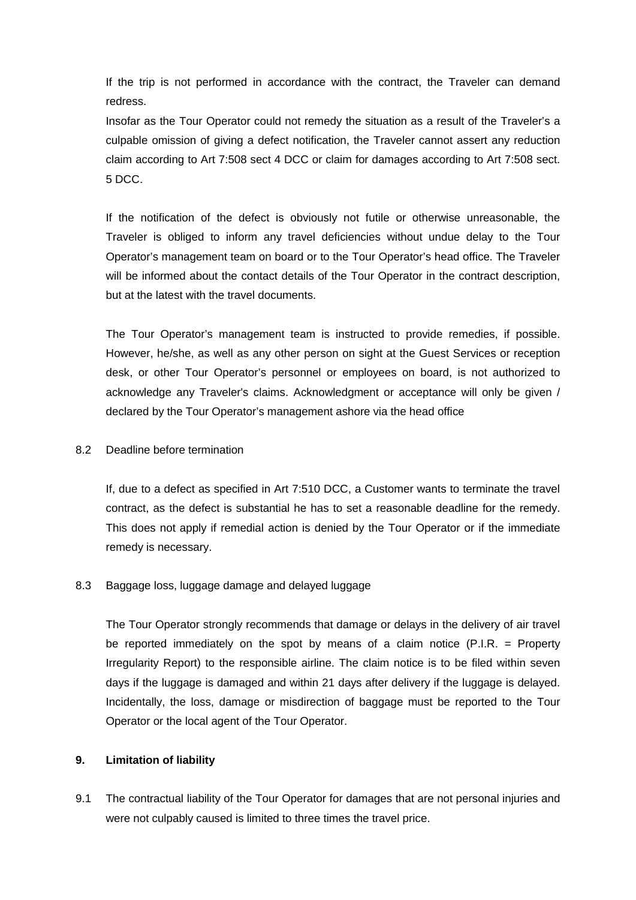If the trip is not performed in accordance with the contract, the Traveler can demand redress.

Insofar as the Tour Operator could not remedy the situation as a result of the Traveler's a culpable omission of giving a defect notification, the Traveler cannot assert any reduction claim according to Art 7:508 sect 4 DCC or claim for damages according to Art 7:508 sect. 5 DCC.

If the notification of the defect is obviously not futile or otherwise unreasonable, the Traveler is obliged to inform any travel deficiencies without undue delay to the Tour Operator's management team on board or to the Tour Operator's head office. The Traveler will be informed about the contact details of the Tour Operator in the contract description, but at the latest with the travel documents.

The Tour Operator's management team is instructed to provide remedies, if possible. However, he/she, as well as any other person on sight at the Guest Services or reception desk, or other Tour Operator's personnel or employees on board, is not authorized to acknowledge any Traveler's claims. Acknowledgment or acceptance will only be given / declared by the Tour Operator's management ashore via the head office

8.2 Deadline before termination

If, due to a defect as specified in Art 7:510 DCC, a Customer wants to terminate the travel contract, as the defect is substantial he has to set a reasonable deadline for the remedy. This does not apply if remedial action is denied by the Tour Operator or if the immediate remedy is necessary.

8.3 Baggage loss, luggage damage and delayed luggage

The Tour Operator strongly recommends that damage or delays in the delivery of air travel be reported immediately on the spot by means of a claim notice (P.I.R. = Property Irregularity Report) to the responsible airline. The claim notice is to be filed within seven days if the luggage is damaged and within 21 days after delivery if the luggage is delayed. Incidentally, the loss, damage or misdirection of baggage must be reported to the Tour Operator or the local agent of the Tour Operator.

## 9. Limitation of liability

9.1 The contractual liability of the Tour Operator for damages that are not personal injuries and were not culpably caused is limited to three times the travel price.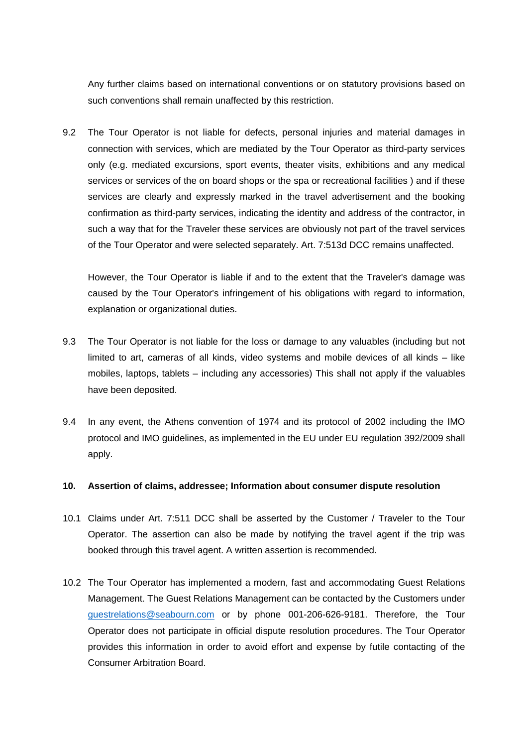Any further claims based on international conventions or on statutory provisions based on such conventions shall remain unaffected by this restriction.

9.2 The Tour Operator is not liable for defects, personal injuries and material damages in connection with services, which are mediated by the Tour Operator as third-party services only (e.g. mediated excursions, sport events, theater visits, exhibitions and any medical services or services of the on board shops or the spa or recreational facilities ) and if these services are clearly and expressly marked in the travel advertisement and the booking confirmation as third-party services, indicating the identity and address of the contractor, in such a way that for the Traveler these services are obviously not part of the travel services of the Tour Operator and were selected separately. Art. 7:513d DCC remains unaffected.

However, the Tour Operator is liable if and to the extent that the Traveler's damage was caused by the Tour Operator's infringement of his obligations with regard to information, explanation or organizational duties.

9.3 The Tour Operator is not liable for the loss or damage to any valuables (including but not limited to art, cameras of all kinds, video systems and mobile devices of all kinds – like mobiles, laptops, tablets – including any accessories) This shall not apply if the valuables have been deposited.

9.4 In any event, the Athens convention of 1974 and its protocol of 2002 including the IMO protocol and IMO guidelines, as implemented in the EU under EU regulation 392/2009 shall apply.

**10. Assertion of claims, addressee; Information about consumer dispute resolution**

10.1 Claims under Art. 7:511 DCC shall be asserted by the Customer / Traveler to the Tour Operator. The assertion can also be made by notifying the travel agent if the trip was booked through this travel agent. A written assertion is recommended.

10.2 The Tour Operator has implemented a modern, fast and accommodating Guest Relations Management. The Guest Relations Management can be contacted by the Customers under guestrelations@seabourn.com or by phone 001-206-626-9181. Therefore, the Tour Operator does not participate in official dispute resolution procedures. The Tour Operator provides this information in order to avoid effort and expense by futile contacting of the Consumer Arbitration Board.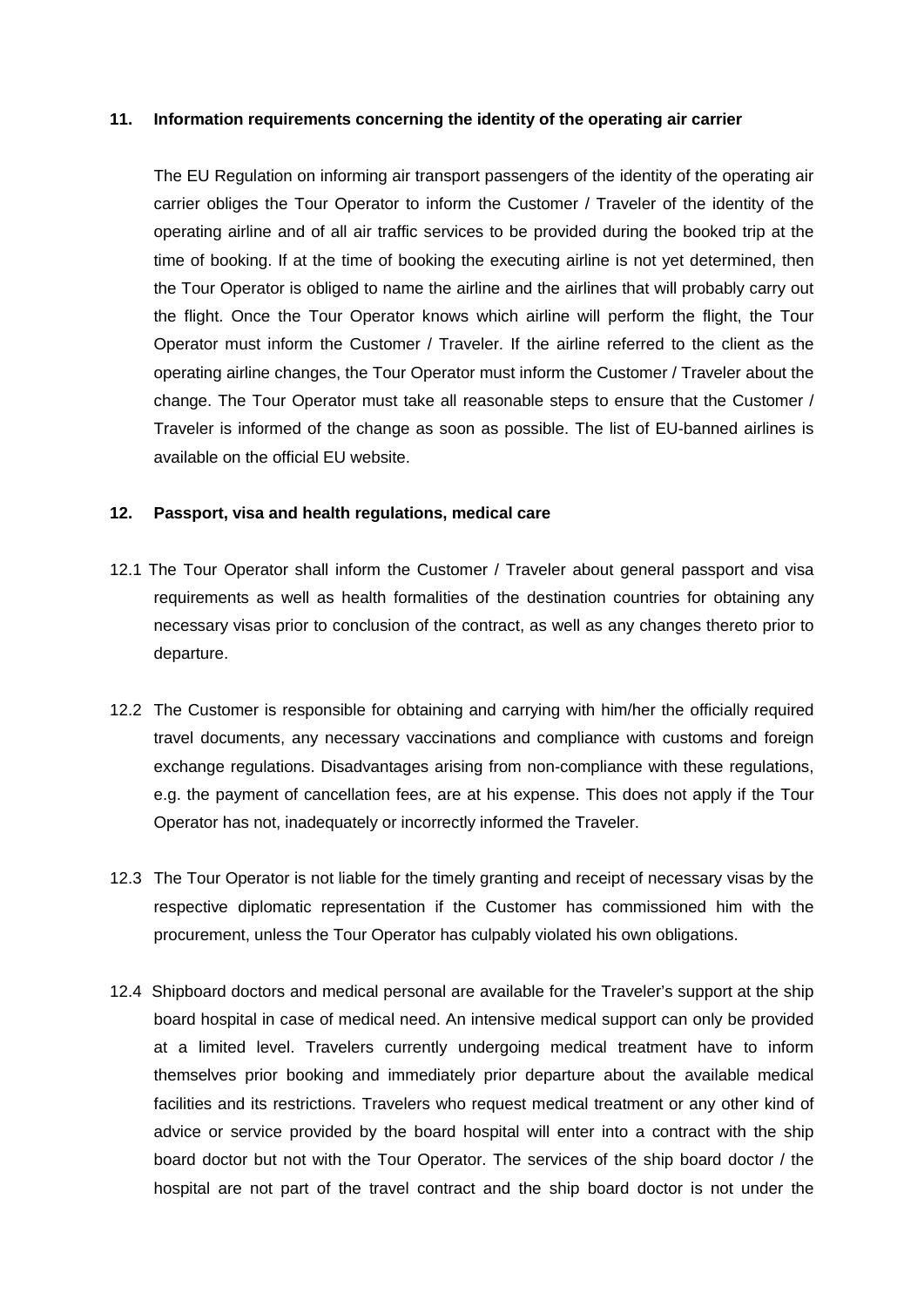## 11. Information requirements concerning the identity of the operating air carrier

The EU Regulation on informing air transport passengers of the identity of the operating air carrier obliges the Tour Operator to inform the Customer / Traveler of the identity of the operating airline and of all air traffic services to be provided during the booked trip at the time of booking. If at the time of booking the executing airline is not yet determined, then the Tour Operator is obliged to name the airline and the airlines that will probably carry out the flight. Once the Tour Operator knows which airline will perform the flight, the Tour Operator must inform the Customer / Traveler. If the airline referred to the client as the operating airline changes, the Tour Operator must inform the Customer / Traveler about the change. The Tour Operator must take all reasonable steps to ensure that the Customer / Traveler is informed of the change as soon as possible. The list of EU-banned airlines is available on the official EU website.

## 12. Passport, visa and health regulations, medical care

12.1 The Tour Operator shall inform the Customer / Traveler about general passport and visa requirements as well as health formalities of the destination countries for obtaining any necessary visas prior to conclusion of the contract, as well as any changes thereto prior to departure.

12.2 The Customer is responsible for obtaining and carrying with him/her the officially required travel documents, any necessary vaccinations and compliance with customs and foreign exchange regulations. Disadvantages arising from non-compliance with these regulations, e.g. the payment of cancellation fees, are at his expense. This does not apply if the Tour Operator has not, inadequately or incorrectly informed the Traveler.

12.3 The Tour Operator is not liable for the timely granting and receipt of necessary visas by the respective diplomatic representation if the Customer has commissioned him with the procurement, unless the Tour Operator has culpably violated his own obligations.

12.4 Shipboard doctors and medical personal are available for the Traveler's support at the ship board hospital in case of medical need. An intensive medical support can only be provided at a limited level. Travelers currently undergoing medical treatment have to inform themselves prior booking and immediately prior departure about the available medical facilities and its restrictions. Travelers who request medical treatment or any other kind of advice or service provided by the board hospital will enter into a contract with the ship board doctor but not with the Tour Operator. The services of the ship board doctor / the hospital are not part of the travel contract and the ship board doctor is not under the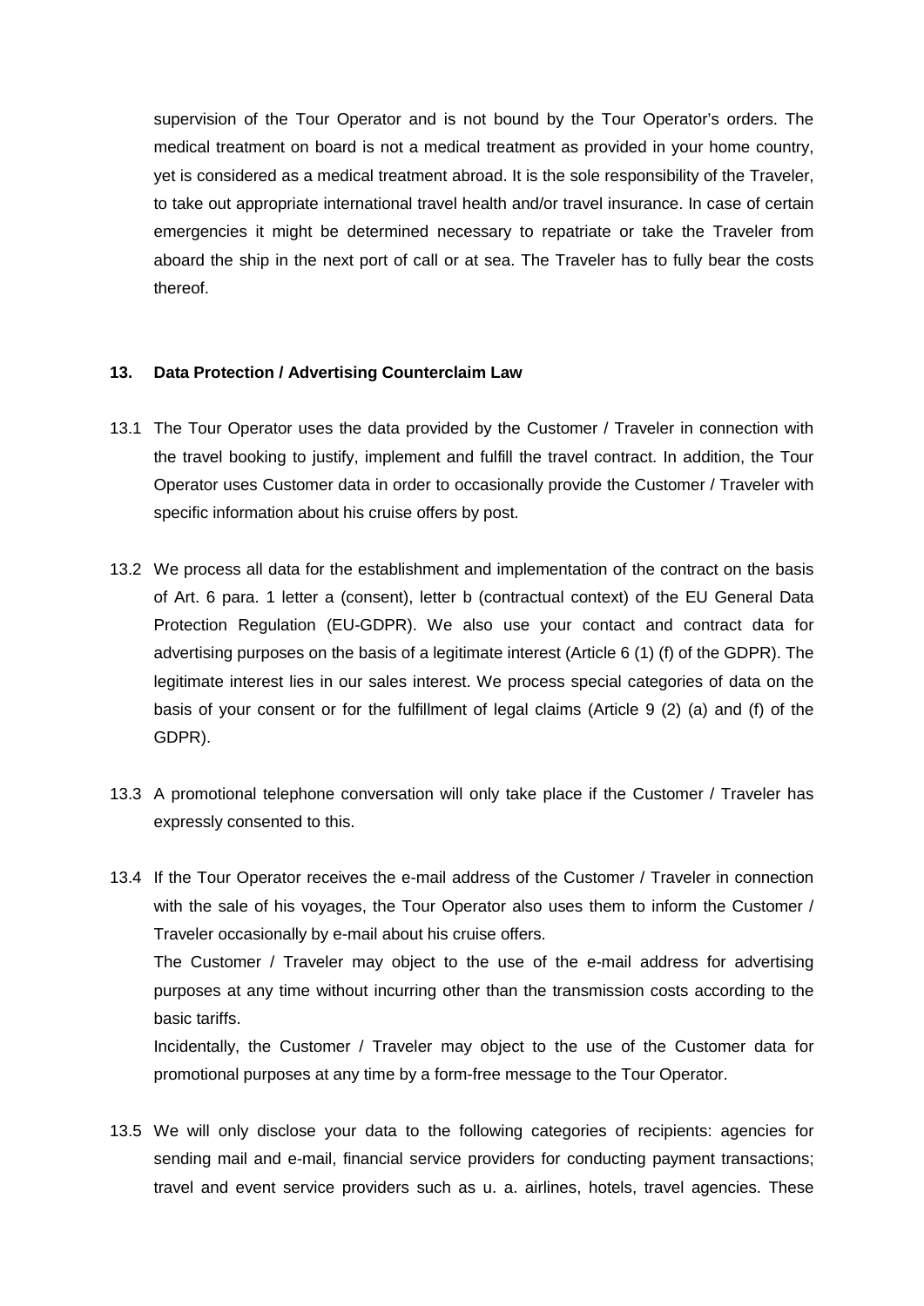supervision of the Tour Operator and is not bound by the Tour Operator's orders. The medical treatment on board is not a medical treatment as provided in your home country, yet is considered as a medical treatment abroad. It is the sole responsibility of the Traveler, to take out appropriate international travel health and/or travel insurance. In case of certain emergencies it might be determined necessary to repatriate or take the Traveler from aboard the ship in the next port of call or at sea. The Traveler has to fully bear the costs thereof.

## 13. Data Protection / Advertising Counterclaim Law

13.1 The Tour Operator uses the data provided by the Customer / Traveler in connection with the travel booking to justify, implement and fulfill the travel contract. In addition, the Tour Operator uses Customer data in order to occasionally provide the Customer / Traveler with specific information about his cruise offers by post.

13.2 We process all data for the establishment and implementation of the contract on the basis of Art. 6 para. 1 letter a (consent), letter b (contractual context) of the EU General Data Protection Regulation (EU-GDPR). We also use your contact and contract data for advertising purposes on the basis of a legitimate interest (Article 6 (1) (f) of the GDPR). The legitimate interest lies in our sales interest. We process special categories of data on the basis of your consent or for the fulfillment of legal claims (Article 9 (2) (a) and (f) of the GDPR).

13.3 A promotional telephone conversation will only take place if the Customer / Traveler has expressly consented to this.

13.4 If the Tour Operator receives the e-mail address of the Customer / Traveler in connection with the sale of his voyages, the Tour Operator also uses them to inform the Customer / Traveler occasionally by e-mail about his cruise offers.

The Customer / Traveler may object to the use of the e-mail address for advertising purposes at any time without incurring other than the transmission costs according to the basic tariffs.

Incidentally, the Customer / Traveler may object to the use of the Customer data for promotional purposes at any time by a form-free message to the Tour Operator.

13.5 We will only disclose your data to the following categories of recipients: agencies for sending mail and e-mail, financial service providers for conducting payment transactions; travel and event service providers such as u. a. airlines, hotels, travel agencies. These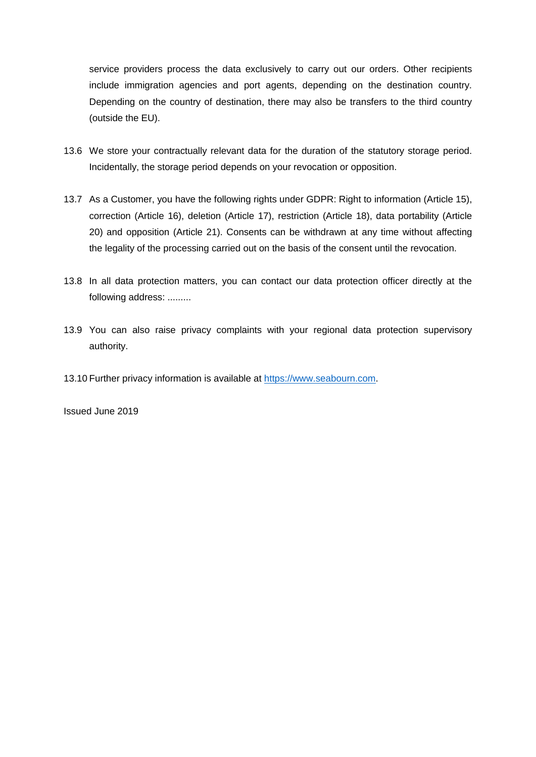service providers process the data exclusively to carry out our orders. Other recipients include immigration agencies and port agents, depending on the destination country. Depending on the country of destination, there may also be transfers to the third country (outside the EU).

13.6 We store your contractually relevant data for the duration of the statutory storage period. Incidentally, the storage period depends on your revocation or opposition.

13.7 As a Customer, you have the following rights under GDPR: Right to information (Article 15), correction (Article 16), deletion (Article 17), restriction (Article 18), data portability (Article 20) and opposition (Article 21). Consents can be withdrawn at any time without affecting the legality of the processing carried out on the basis of the consent until the revocation.

13.8 In all data protection matters, you can contact our data protection officer directly at the following address: .........

13.9 You can also raise privacy complaints with your regional data protection supervisory authority.

13.10 Further privacy information is available at [https://www.seabourn.com](https://www.seabourn.com).

Issued June 2019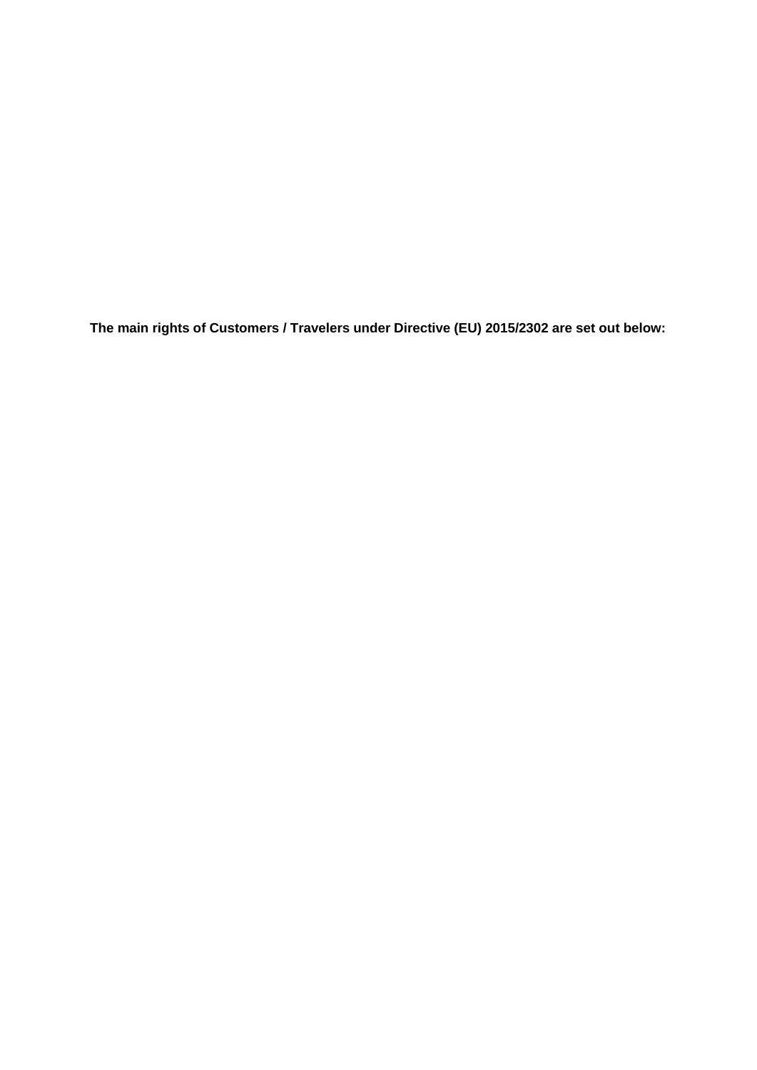**The main rights of Customers / Travelers under Directive (EU) 2015/2302 are set out below:**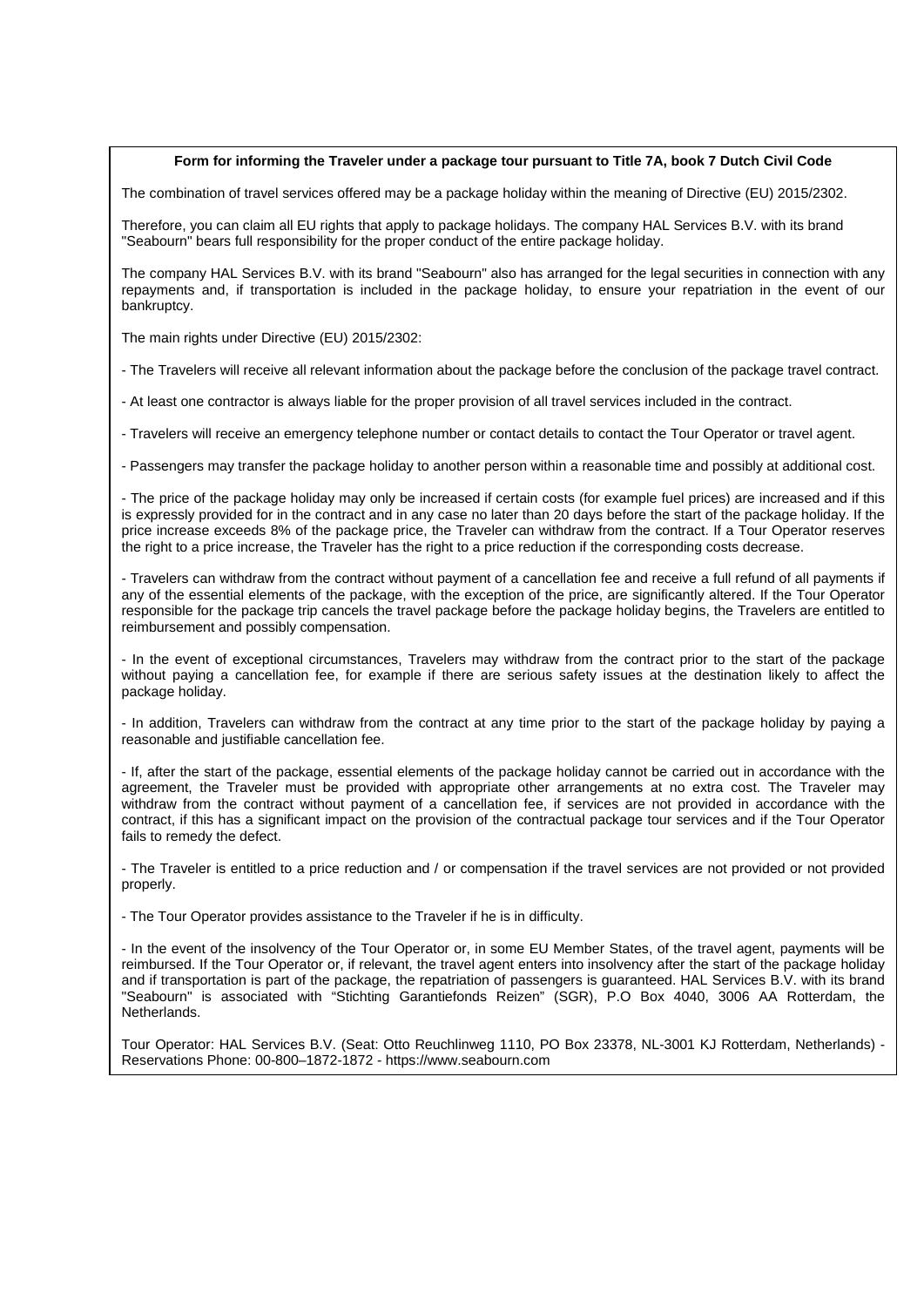**Form for informing the Traveler under a package tour pursuant to Title 7A, book 7 Dutch Civil Code**

The combination of travel services offered may be a package holiday within the meaning of Directive (EU) 2015/2302.

Therefore, you can claim all EU rights that apply to package holidays. The company HAL Services B.V. with its brand "Seabourn" bears full responsibility for the proper conduct of the entire package holiday.

The company HAL Services B.V. with its brand "Seabourn" also has arranged for the legal securities in connection with any repayments and, if transportation is included in the package holiday, to ensure your repatriation in the event of our bankruptcy.

The main rights under Directive (EU) 2015/2302:

- The Travelers will receive all relevant information about the package before the conclusion of the package travel contract.

- At least one contractor is always liable for the proper provision of all travel services included in the contract.

- Travelers will receive an emergency telephone number or contact details to contact the Tour Operator or travel agent.

- Passengers may transfer the package holiday to another person within a reasonable time and possibly at additional cost.

- The price of the package holiday may only be increased if certain costs (for example fuel prices) are increased and if this is expressly provided for in the contract and in any case no later than 20 days before the start of the package holiday. If the price increase exceeds 8% of the package price, the Traveler can withdraw from the contract. If a Tour Operator reserves the right to a price increase, the Traveler has the right to a price reduction if the corresponding costs decrease.

- Travelers can withdraw from the contract without payment of a cancellation fee and receive a full refund of all payments if any of the essential elements of the package, with the exception of the price, are significantly altered. If the Tour Operator responsible for the package trip cancels the travel package before the package holiday begins, the Travelers are entitled to reimbursement and possibly compensation.

- In the event of exceptional circumstances, Travelers may withdraw from the contract prior to the start of the package without paying a cancellation fee, for example if there are serious safety issues at the destination likely to affect the package holiday.

- In addition, Travelers can withdraw from the contract at any time prior to the start of the package holiday by paying a reasonable and justifiable cancellation fee.

- If, after the start of the package, essential elements of the package holiday cannot be carried out in accordance with the agreement, the Traveler must be provided with appropriate other arrangements at no extra cost. The Traveler may withdraw from the contract without payment of a cancellation fee, if services are not provided in accordance with the contract, if this has a significant impact on the provision of the contractual package tour services and if the Tour Operator fails to remedy the defect.

- The Traveler is entitled to a price reduction and / or compensation if the travel services are not provided or not provided properly.

- The Tour Operator provides assistance to the Traveler if he is in difficulty.

- In the event of the insolvency of the Tour Operator or, in some EU Member States, of the travel agent, payments will be reimbursed. If the Tour Operator or, if relevant, the travel agent enters into insolvency after the start of the package holiday and if transportation is part of the package, the repatriation of passengers is guaranteed. HAL Services B.V. with its brand "Seabourn" is associated with "Stichting Garantiefonds Reizen" (SGR), P.O Box 4040, 3006 AA Rotterdam, the Netherlands.

Tour Operator: HAL Services B.V. (Seat: Otto Reuchlinweg 1110, PO Box 23378, NL-3001 KJ Rotterdam, Netherlands) - Reservations Phone: 00-800–1872-1872 - https://www.seabourn.com